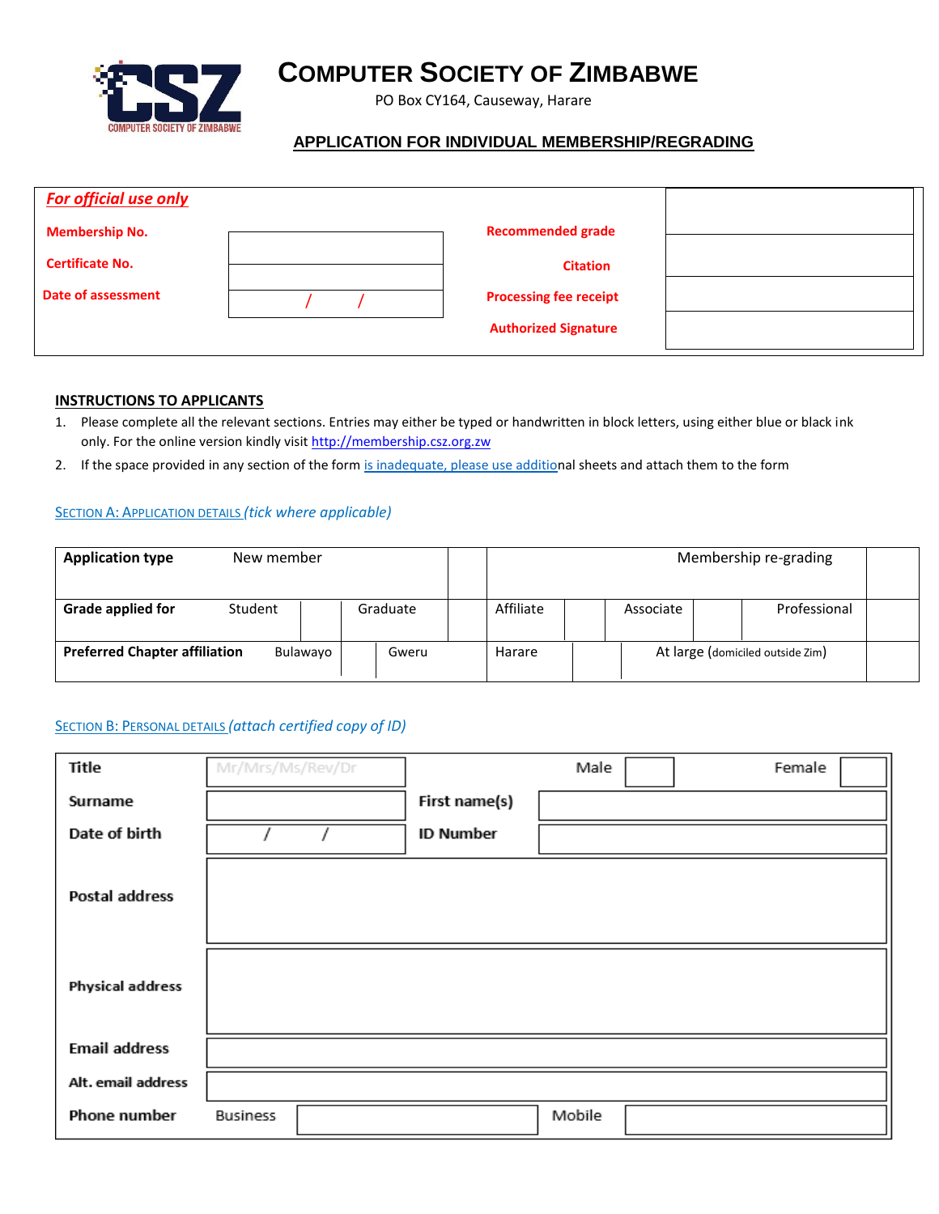# COMPUTER SOCIETY OF ZIMBABWE

PO Box CY164, Causeway, Harare

## APPLICATION FOR INDIVIDUAL MEMBERSHIP/REGRADING

| ***For official use only*** | | | |
|---|---|---|---|
| **Membership No.** | | **Recommended grade** | |
| **Certificate No.** | | **Citation** | |
| **Date of assessment** | / / | **Processing fee receipt** | |
| | | **Authorized Signature** | |

### INSTRUCTIONS TO APPLICANTS

1. Please complete all the relevant sections. Entries may either be typed or handwritten in block letters, using either blue or black ink only. For the online version kindly visit http://membership.csz.org.zw
2. If the space provided in any section of the form is inadequate, please use additional sheets and attach them to the form

### SECTION A: APPLICATION DETAILS *(tick where applicable)*

| **Application type** | New member | | Membership re-grading | |
|---|---|---|---|---|
| **Grade applied for** | Student | | Graduate | |
| | Affiliate | | Associate | |
| | Professional | | | |
| **Preferred Chapter affiliation** | Bulawayo | | Gweru | |
| | Harare | | At large (domiciled outside Zim) | |

### SECTION B: PERSONAL DETAILS *(attach certified copy of ID)*

| **Title** | Mr/Mrs/Ms/Rev/Dr | Male | | Female | |
|---|---|---|---|---|---|
| **Surname** | | **First name(s)** | | | |
| **Date of birth** | / / | **ID Number** | | | |
| **Postal address** | | | | | |
| **Physical address** | | | | | |
| **Email address** | | | | | |
| **Alt. email address** | | | | | |
| **Phone number** | Business | | Mobile | | |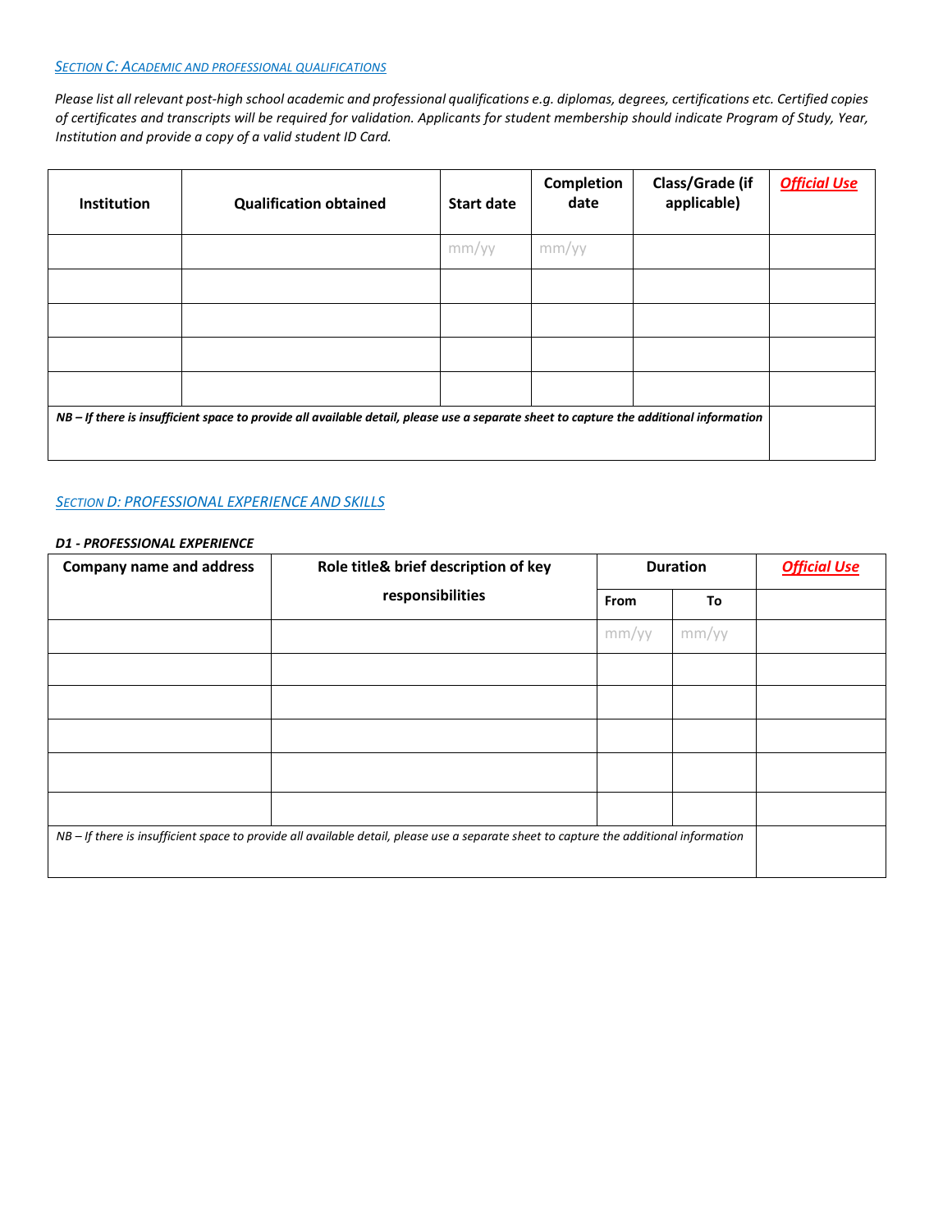## SECTION C: ACADEMIC AND PROFESSIONAL QUALIFICATIONS

*Please list all relevant post-high school academic and professional qualifications e.g. diplomas, degrees, certifications etc. Certified copies of certificates and transcripts will be required for validation. Applicants for student membership should indicate Program of Study, Year, Institution and provide a copy of a valid student ID Card.*

| Institution | Qualification obtained | Start date | Completion date | Class/Grade (if applicable) | Official Use |
|---|---|---|---|---|---|
| | | mm/yy | mm/yy | | |
| | | | | | |
| | | | | | |
| | | | | | |
| | | | | | |
| ***NB – If there is insufficient space to provide all available detail, please use a separate sheet to capture the additional information*** | | | | | |

## SECTION D: PROFESSIONAL EXPERIENCE AND SKILLS

***D1 - PROFESSIONAL EXPERIENCE***

| Company name and address | Role title& brief description of key responsibilities | Duration | | Official Use |
|---|---|---|---|---|
| | | From | To | |
| | | mm/yy | mm/yy | |
| | | | | |
| | | | | |
| | | | | |
| | | | | |
| | | | | |
| *NB – If there is insufficient space to provide all available detail, please use a separate sheet to capture the additional information* | | | | |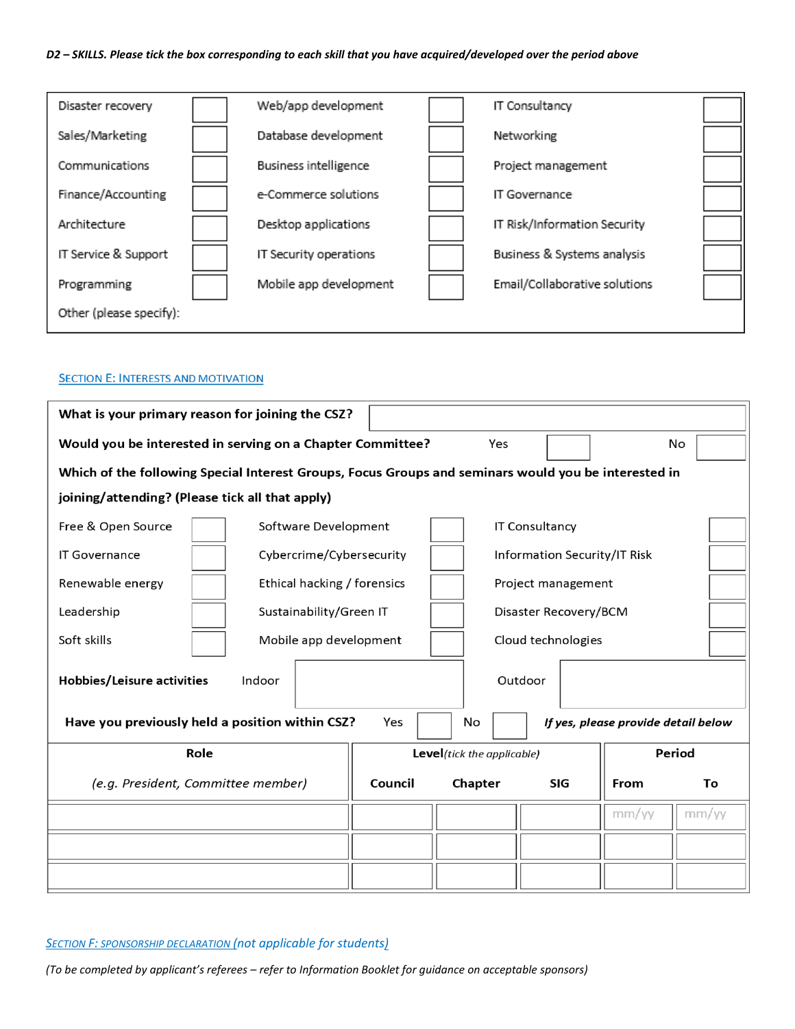*D2 – SKILLS. Please tick the box corresponding to each skill that you have acquired/developed over the period above*

| | | | | | |
|---|---|---|---|---|---|
| Disaster recovery | | Web/app development | | IT Consultancy | |
| Sales/Marketing | | Database development | | Networking | |
| Communications | | Business intelligence | | Project management | |
| Finance/Accounting | | e-Commerce solutions | | IT Governance | |
| Architecture | | Desktop applications | | IT Risk/Information Security | |
| IT Service & Support | | IT Security operations | | Business & Systems analysis | |
| Programming | | Mobile app development | | Email/Collaborative solutions | |
| Other (please specify): | | | | | |

## Section E: Interests and Motivation

**What is your primary reason for joining the CSZ?**

**Would you be interested in serving on a Chapter Committee?** Yes ☐ No ☐

**Which of the following Special Interest Groups, Focus Groups and seminars would you be interested in joining/attending? (Please tick all that apply)**

| | | | | | |
|---|---|---|---|---|---|
| Free & Open Source | | Software Development | | IT Consultancy | |
| IT Governance | | Cybercrime/Cybersecurity | | Information Security/IT Risk | |
| Renewable energy | | Ethical hacking / forensics | | Project management | |
| Leadership | | Sustainability/Green IT | | Disaster Recovery/BCM | |
| Soft skills | | Mobile app development | | Cloud technologies | |

**Hobbies/Leisure activities** Indoor ☐ Outdoor ☐

**Have you previously held a position within CSZ?** Yes ☐ No ☐ ***If yes, please provide detail below***

| **Role** | **Level** *(tick the applicable)* | | | **Period** | |
|---|---|---|---|---|---|
| *(e.g. President, Committee member)* | **Council** | **Chapter** | **SIG** | **From** | **To** |
| | | | | mm/yy | mm/yy |
| | | | | | |
| | | | | | |

## *Section F: Sponsorship Declaration (not applicable for students)*

*(To be completed by applicant's referees – refer to Information Booklet for guidance on acceptable sponsors)*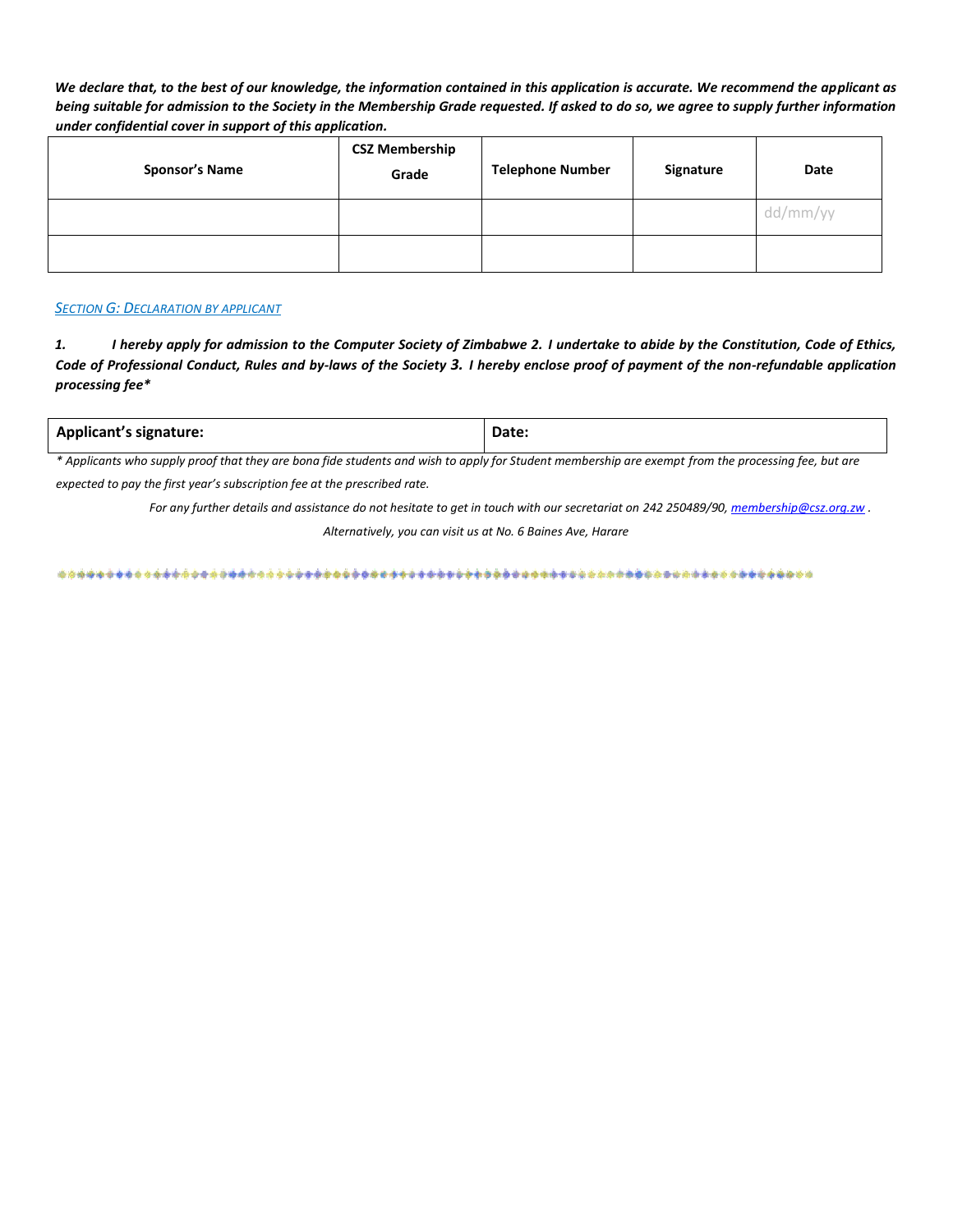***We declare that, to the best of our knowledge, the information contained in this application is accurate. We recommend the applicant as being suitable for admission to the Society in the Membership Grade requested. If asked to do so, we agree to supply further information under confidential cover in support of this application.***

| Sponsor's Name | CSZ Membership Grade | Telephone Number | Signature | Date |
|---|---|---|---|---|
| | | | | dd/mm/yy |
| | | | | |

*SECTION G: DECLARATION BY APPLICANT*

***1. I hereby apply for admission to the Computer Society of Zimbabwe 2. I undertake to abide by the Constitution, Code of Ethics, Code of Professional Conduct, Rules and by-laws of the Society 3. I hereby enclose proof of payment of the non-refundable application processing fee****

| Applicant's signature: | Date: |
|---|---|

*\* Applicants who supply proof that they are bona fide students and wish to apply for Student membership are exempt from the processing fee, but are expected to pay the first year's subscription fee at the prescribed rate.*

*For any further details and assistance do not hesitate to get in touch with our secretariat on 242 250489/90, membership@csz.org.zw .*

*Alternatively, you can visit us at No. 6 Baines Ave, Harare*